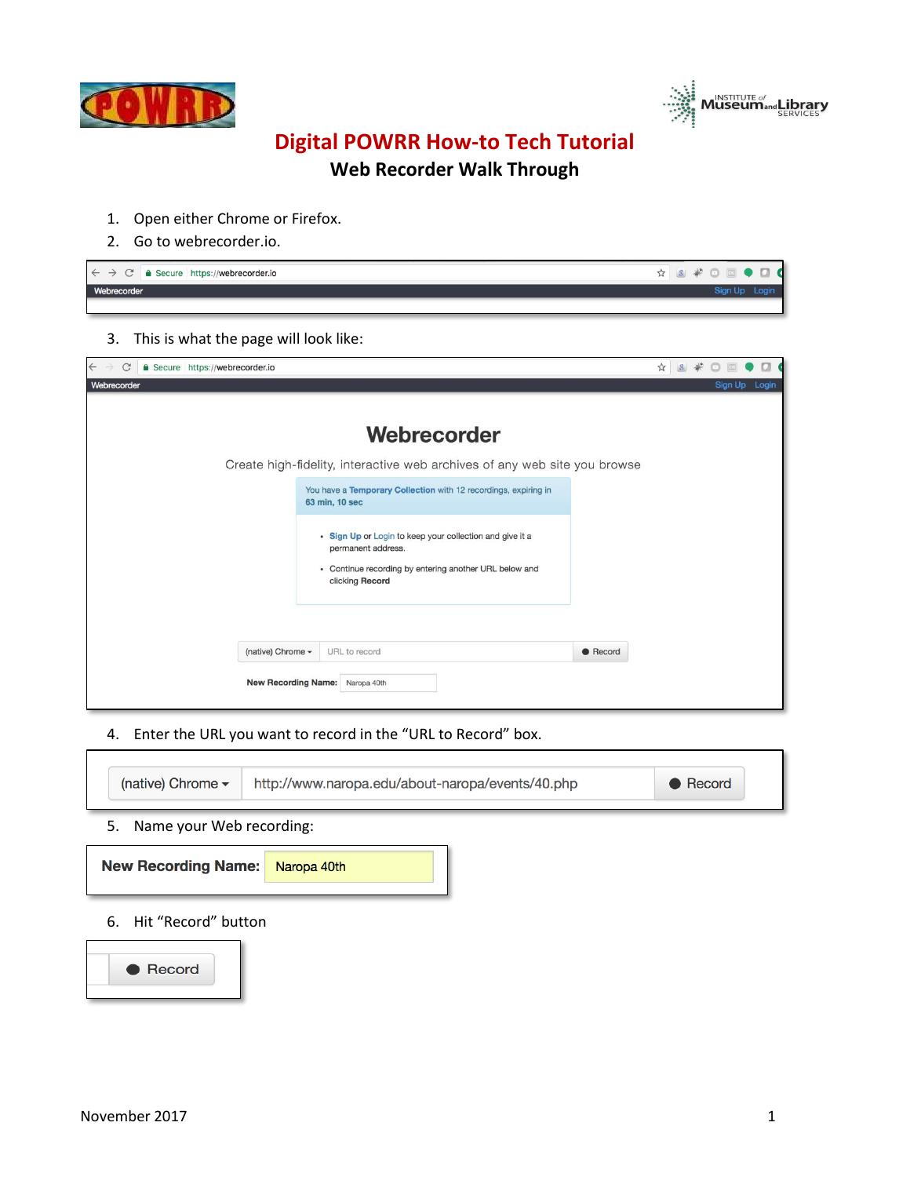# Digital POWRR How-to Tech Tutorial

## Web Recorder Walk Through

1. Open either Chrome or Firefox.
2. Go to webrecorder.io.
3. This is what the page will look like:
4. Enter the URL you want to record in the "URL to Record" box.
5. Name your Web recording:
6. Hit "Record" button

November 2017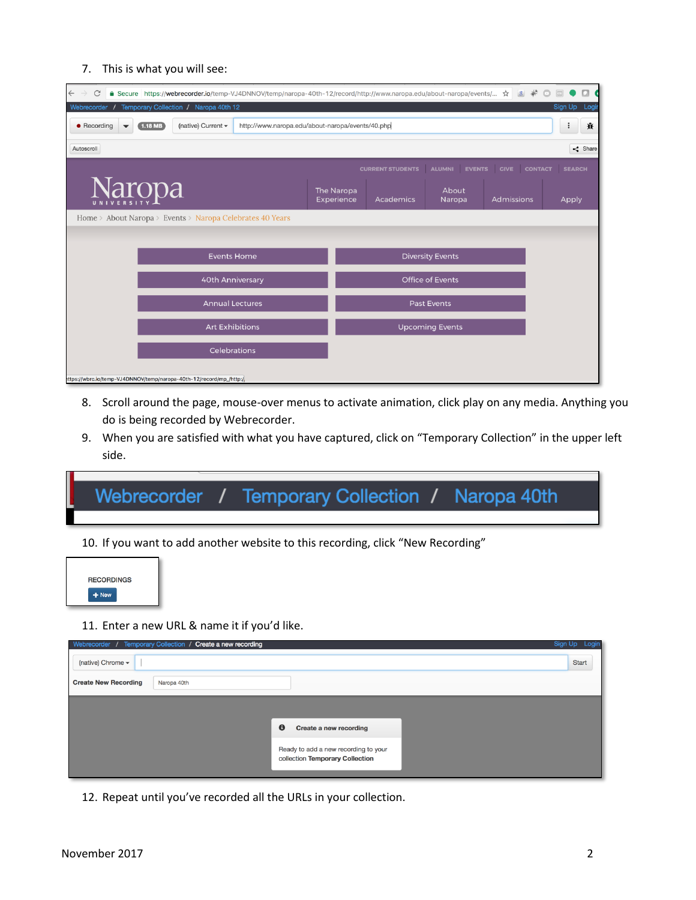7. This is what you will see:

8. Scroll around the page, mouse-over menus to activate animation, click play on any media. Anything you do is being recorded by Webrecorder.
9. When you are satisfied with what you have captured, click on “Temporary Collection” in the upper left side.

10. If you want to add another website to this recording, click “New Recording”

11. Enter a new URL & name it if you’d like.

12. Repeat until you’ve recorded all the URLs in your collection.

November 2017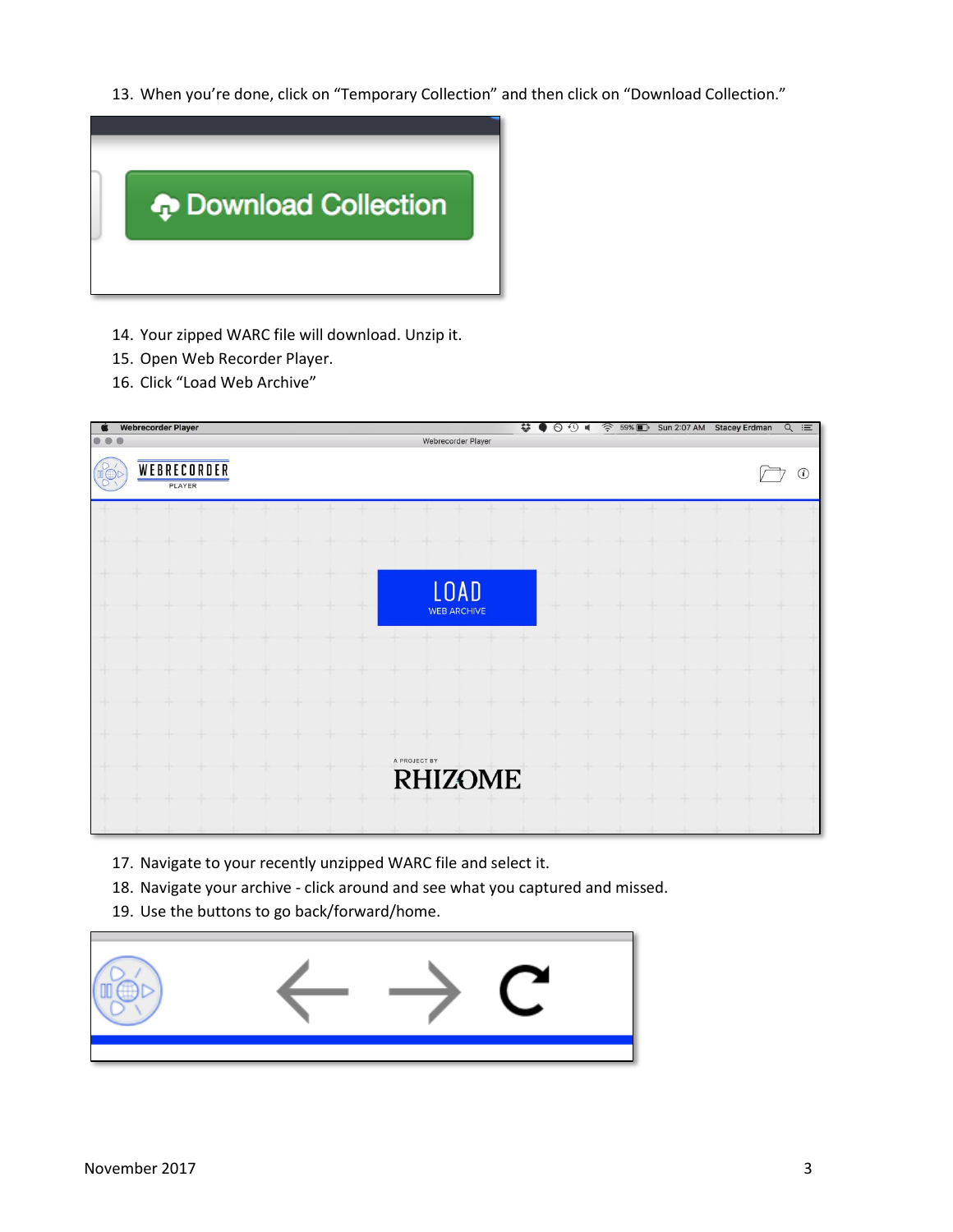13. When you're done, click on "Temporary Collection" and then click on "Download Collection."

14. Your zipped WARC file will download. Unzip it.
15. Open Web Recorder Player.
16. Click "Load Web Archive"

17. Navigate to your recently unzipped WARC file and select it.
18. Navigate your archive - click around and see what you captured and missed.
19. Use the buttons to go back/forward/home.

November 2017